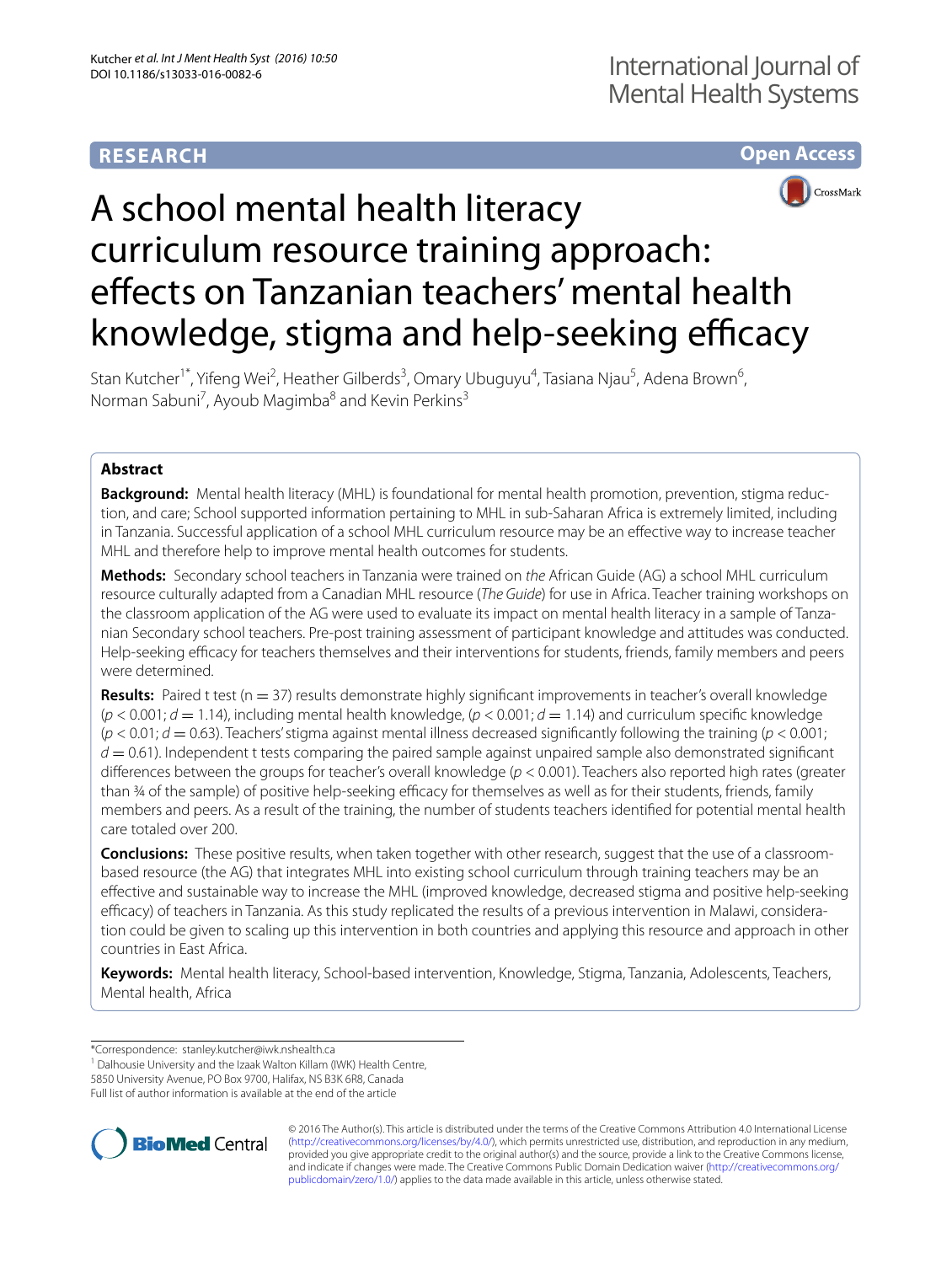RESEARCH

Open Access

# A school mental health literacy curriculum resource training approach: effects on Tanzanian teachers' mental health knowledge, stigma and help-seeking efficacy

Stan Kutcher[1*], Yifeng Wei[2], Heather Gilberds[3], Omary Ubuguyu[4], Tasiana Njau[5], Adena Brown[6], Norman Sabuni[7], Ayoub Magimba[8] and Kevin Perkins[3]

## Abstract

**Background:** Mental health literacy (MHL) is foundational for mental health promotion, prevention, stigma reduction, and care; School supported information pertaining to MHL in sub-Saharan Africa is extremely limited, including in Tanzania. Successful application of a school MHL curriculum resource may be an effective way to increase teacher MHL and therefore help to improve mental health outcomes for students.

**Methods:** Secondary school teachers in Tanzania were trained on *the* African Guide (AG) a school MHL curriculum resource culturally adapted from a Canadian MHL resource (*The Guide*) for use in Africa. Teacher training workshops on the classroom application of the AG were used to evaluate its impact on mental health literacy in a sample of Tanzanian Secondary school teachers. Pre-post training assessment of participant knowledge and attitudes was conducted. Help-seeking efficacy for teachers themselves and their interventions for students, friends, family members and peers were determined.

**Results:** Paired t test ($n = 37$) results demonstrate highly significant improvements in teacher's overall knowledge ($p < 0.001$; $d = 1.14$), including mental health knowledge, ($p < 0.001$; $d = 1.14$) and curriculum specific knowledge ($p < 0.01$; $d = 0.63$). Teachers' stigma against mental illness decreased significantly following the training ($p < 0.001$; $d = 0.61$). Independent t tests comparing the paired sample against unpaired sample also demonstrated significant differences between the groups for teacher's overall knowledge ($p < 0.001$). Teachers also reported high rates (greater than ¾ of the sample) of positive help-seeking efficacy for themselves as well as for their students, friends, family members and peers. As a result of the training, the number of students teachers identified for potential mental health care totaled over 200.

**Conclusions:** These positive results, when taken together with other research, suggest that the use of a classroom-based resource (the AG) that integrates MHL into existing school curriculum through training teachers may be an effective and sustainable way to increase the MHL (improved knowledge, decreased stigma and positive help-seeking efficacy) of teachers in Tanzania. As this study replicated the results of a previous intervention in Malawi, consideration could be given to scaling up this intervention in both countries and applying this resource and approach in other countries in East Africa.

**Keywords:** Mental health literacy, School-based intervention, Knowledge, Stigma, Tanzania, Adolescents, Teachers, Mental health, Africa

---

*Correspondence: stanley.kutcher@iwk.nshealth.ca

[1] Dalhousie University and the Izaak Walton Killam (IWK) Health Centre, 5850 University Avenue, PO Box 9700, Halifax, NS B3K 6R8, Canada

Full list of author information is available at the end of the article

© 2016 The Author(s). This article is distributed under the terms of the Creative Commons Attribution 4.0 International License (http://creativecommons.org/licenses/by/4.0/), which permits unrestricted use, distribution, and reproduction in any medium, provided you give appropriate credit to the original author(s) and the source, provide a link to the Creative Commons license, and indicate if changes were made. The Creative Commons Public Domain Dedication waiver (http://creativecommons.org/publicdomain/zero/1.0/) applies to the data made available in this article, unless otherwise stated.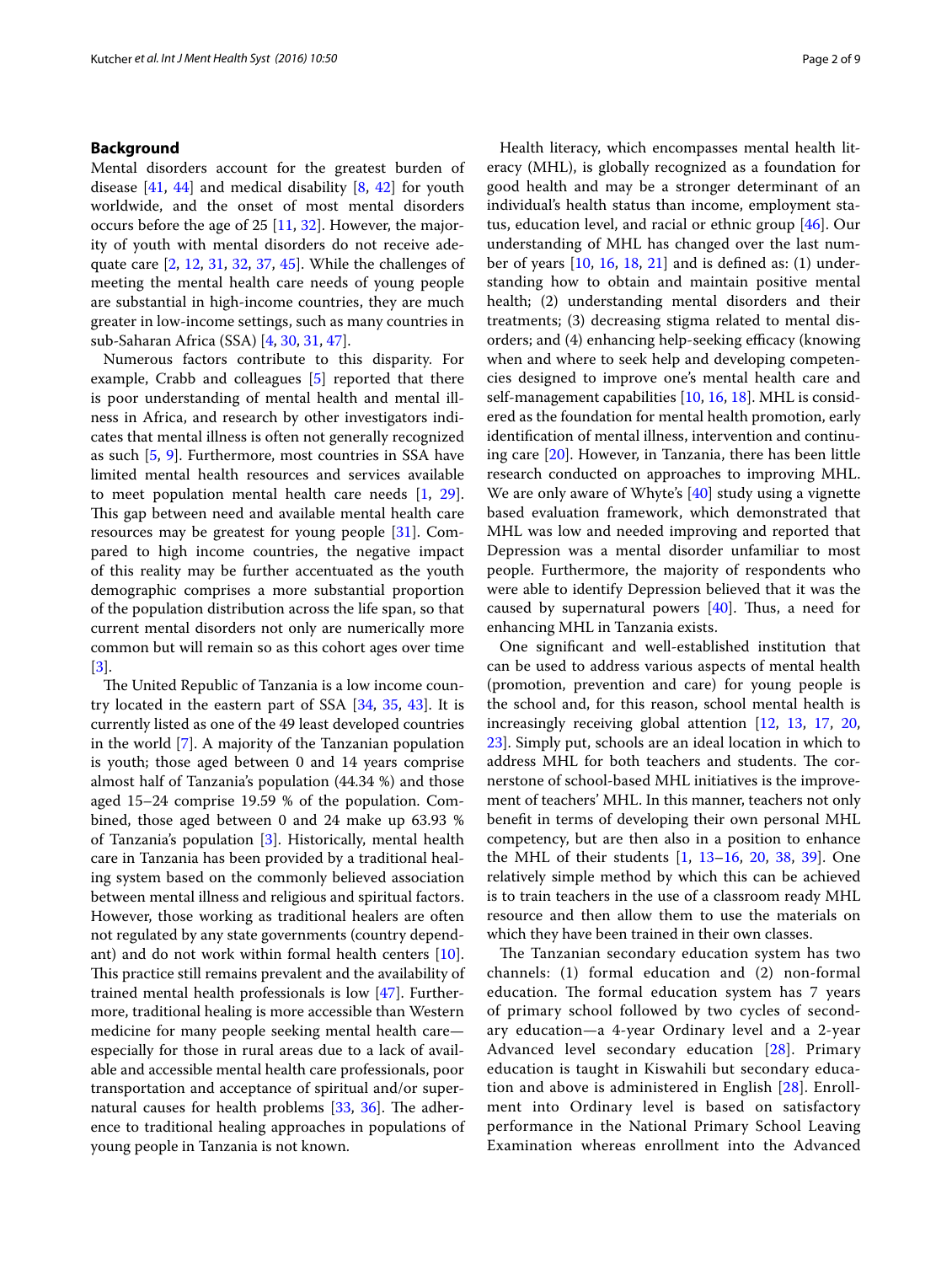## Background

Mental disorders account for the greatest burden of disease [41, 44] and medical disability [8, 42] for youth worldwide, and the onset of most mental disorders occurs before the age of 25 [11, 32]. However, the majority of youth with mental disorders do not receive adequate care [2, 12, 31, 32, 37, 45]. While the challenges of meeting the mental health care needs of young people are substantial in high-income countries, they are much greater in low-income settings, such as many countries in sub-Saharan Africa (SSA) [4, 30, 31, 47].

Numerous factors contribute to this disparity. For example, Crabb and colleagues [5] reported that there is poor understanding of mental health and mental illness in Africa, and research by other investigators indicates that mental illness is often not generally recognized as such [5, 9]. Furthermore, most countries in SSA have limited mental health resources and services available to meet population mental health care needs [1, 29]. This gap between need and available mental health care resources may be greatest for young people [31]. Compared to high income countries, the negative impact of this reality may be further accentuated as the youth demographic comprises a more substantial proportion of the population distribution across the life span, so that current mental disorders not only are numerically more common but will remain so as this cohort ages over time [3].

The United Republic of Tanzania is a low income country located in the eastern part of SSA [34, 35, 43]. It is currently listed as one of the 49 least developed countries in the world [7]. A majority of the Tanzanian population is youth; those aged between 0 and 14 years comprise almost half of Tanzania's population (44.34 %) and those aged 15–24 comprise 19.59 % of the population. Combined, those aged between 0 and 24 make up 63.93 % of Tanzania's population [3]. Historically, mental health care in Tanzania has been provided by a traditional healing system based on the commonly believed association between mental illness and religious and spiritual factors. However, those working as traditional healers are often not regulated by any state governments (country dependant) and do not work within formal health centers [10]. This practice still remains prevalent and the availability of trained mental health professionals is low [47]. Furthermore, traditional healing is more accessible than Western medicine for many people seeking mental health care—especially for those in rural areas due to a lack of available and accessible mental health care professionals, poor transportation and acceptance of spiritual and/or supernatural causes for health problems [33, 36]. The adherence to traditional healing approaches in populations of young people in Tanzania is not known.

Health literacy, which encompasses mental health literacy (MHL), is globally recognized as a foundation for good health and may be a stronger determinant of an individual's health status than income, employment status, education level, and racial or ethnic group [46]. Our understanding of MHL has changed over the last number of years [10, 16, 18, 21] and is defined as: (1) understanding how to obtain and maintain positive mental health; (2) understanding mental disorders and their treatments; (3) decreasing stigma related to mental disorders; and (4) enhancing help-seeking efficacy (knowing when and where to seek help and developing competencies designed to improve one's mental health care and self-management capabilities [10, 16, 18]. MHL is considered as the foundation for mental health promotion, early identification of mental illness, intervention and continuing care [20]. However, in Tanzania, there has been little research conducted on approaches to improving MHL. We are only aware of Whyte's [40] study using a vignette based evaluation framework, which demonstrated that MHL was low and needed improving and reported that Depression was a mental disorder unfamiliar to most people. Furthermore, the majority of respondents who were able to identify Depression believed that it was the caused by supernatural powers [40]. Thus, a need for enhancing MHL in Tanzania exists.

One significant and well-established institution that can be used to address various aspects of mental health (promotion, prevention and care) for young people is the school and, for this reason, school mental health is increasingly receiving global attention [12, 13, 17, 20, 23]. Simply put, schools are an ideal location in which to address MHL for both teachers and students. The cornerstone of school-based MHL initiatives is the improvement of teachers' MHL. In this manner, teachers not only benefit in terms of developing their own personal MHL competency, but are then also in a position to enhance the MHL of their students [1, 13–16, 20, 38, 39]. One relatively simple method by which this can be achieved is to train teachers in the use of a classroom ready MHL resource and then allow them to use the materials on which they have been trained in their own classes.

The Tanzanian secondary education system has two channels: (1) formal education and (2) non-formal education. The formal education system has 7 years of primary school followed by two cycles of secondary education—a 4-year Ordinary level and a 2-year Advanced level secondary education [28]. Primary education is taught in Kiswahili but secondary education and above is administered in English [28]. Enrollment into Ordinary level is based on satisfactory performance in the National Primary School Leaving Examination whereas enrollment into the Advanced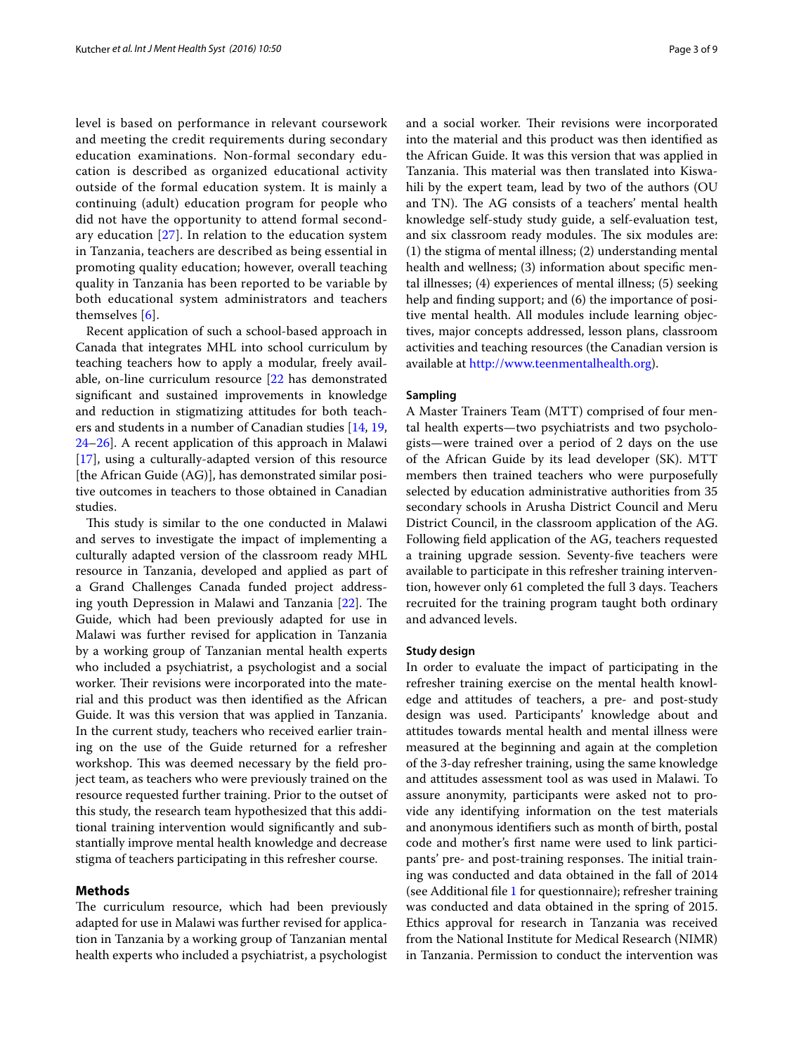level is based on performance in relevant coursework and meeting the credit requirements during secondary education examinations. Non-formal secondary education is described as organized educational activity outside of the formal education system. It is mainly a continuing (adult) education program for people who did not have the opportunity to attend formal secondary education [27]. In relation to the education system in Tanzania, teachers are described as being essential in promoting quality education; however, overall teaching quality in Tanzania has been reported to be variable by both educational system administrators and teachers themselves [6].

Recent application of such a school-based approach in Canada that integrates MHL into school curriculum by teaching teachers how to apply a modular, freely available, on-line curriculum resource [22 has demonstrated significant and sustained improvements in knowledge and reduction in stigmatizing attitudes for both teachers and students in a number of Canadian studies [14, 19, 24–26]. A recent application of this approach in Malawi [17], using a culturally-adapted version of this resource [the African Guide (AG)], has demonstrated similar positive outcomes in teachers to those obtained in Canadian studies.

This study is similar to the one conducted in Malawi and serves to investigate the impact of implementing a culturally adapted version of the classroom ready MHL resource in Tanzania, developed and applied as part of a Grand Challenges Canada funded project addressing youth Depression in Malawi and Tanzania [22]. The Guide, which had been previously adapted for use in Malawi was further revised for application in Tanzania by a working group of Tanzanian mental health experts who included a psychiatrist, a psychologist and a social worker. Their revisions were incorporated into the material and this product was then identified as the African Guide. It was this version that was applied in Tanzania. In the current study, teachers who received earlier training on the use of the Guide returned for a refresher workshop. This was deemed necessary by the field project team, as teachers who were previously trained on the resource requested further training. Prior to the outset of this study, the research team hypothesized that this additional training intervention would significantly and substantially improve mental health knowledge and decrease stigma of teachers participating in this refresher course.

## Methods

The curriculum resource, which had been previously adapted for use in Malawi was further revised for application in Tanzania by a working group of Tanzanian mental health experts who included a psychiatrist, a psychologist and a social worker. Their revisions were incorporated into the material and this product was then identified as the African Guide. It was this version that was applied in Tanzania. This material was then translated into Kiswahili by the expert team, lead by two of the authors (OU and TN). The AG consists of a teachers' mental health knowledge self-study study guide, a self-evaluation test, and six classroom ready modules. The six modules are: (1) the stigma of mental illness; (2) understanding mental health and wellness; (3) information about specific mental illnesses; (4) experiences of mental illness; (5) seeking help and finding support; and (6) the importance of positive mental health. All modules include learning objectives, major concepts addressed, lesson plans, classroom activities and teaching resources (the Canadian version is available at http://www.teenmentalhealth.org).

### Sampling

A Master Trainers Team (MTT) comprised of four mental health experts—two psychiatrists and two psychologists—were trained over a period of 2 days on the use of the African Guide by its lead developer (SK). MTT members then trained teachers who were purposefully selected by education administrative authorities from 35 secondary schools in Arusha District Council and Meru District Council, in the classroom application of the AG. Following field application of the AG, teachers requested a training upgrade session. Seventy-five teachers were available to participate in this refresher training intervention, however only 61 completed the full 3 days. Teachers recruited for the training program taught both ordinary and advanced levels.

### Study design

In order to evaluate the impact of participating in the refresher training exercise on the mental health knowledge and attitudes of teachers, a pre- and post-study design was used. Participants' knowledge about and attitudes towards mental health and mental illness were measured at the beginning and again at the completion of the 3-day refresher training, using the same knowledge and attitudes assessment tool as was used in Malawi. To assure anonymity, participants were asked not to provide any identifying information on the test materials and anonymous identifiers such as month of birth, postal code and mother's first name were used to link participants' pre- and post-training responses. The initial training was conducted and data obtained in the fall of 2014 (see Additional file 1 for questionnaire); refresher training was conducted and data obtained in the spring of 2015. Ethics approval for research in Tanzania was received from the National Institute for Medical Research (NIMR) in Tanzania. Permission to conduct the intervention was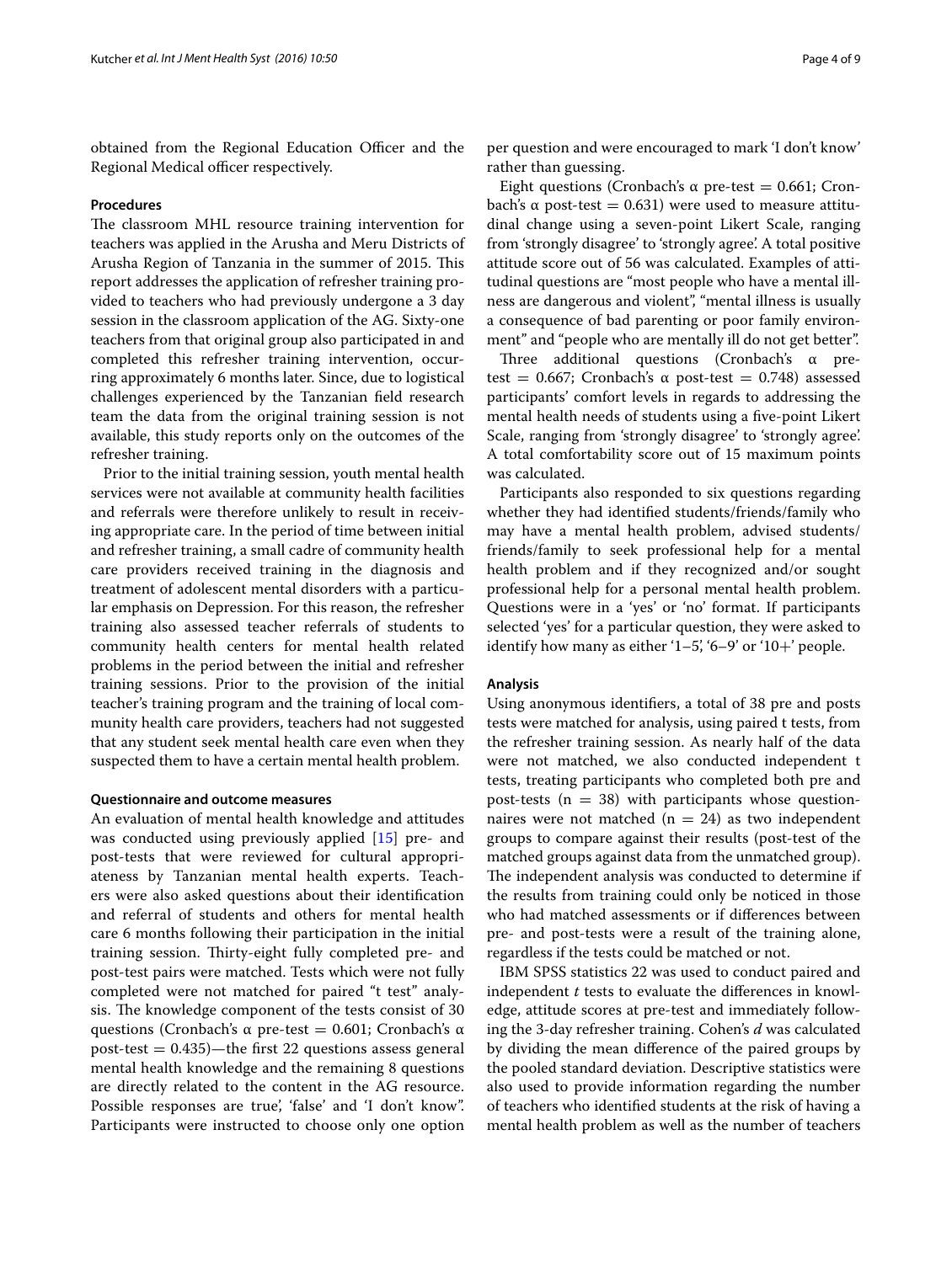obtained from the Regional Education Officer and the Regional Medical officer respectively.

### Procedures

The classroom MHL resource training intervention for teachers was applied in the Arusha and Meru Districts of Arusha Region of Tanzania in the summer of 2015. This report addresses the application of refresher training provided to teachers who had previously undergone a 3 day session in the classroom application of the AG. Sixty-one teachers from that original group also participated in and completed this refresher training intervention, occurring approximately 6 months later. Since, due to logistical challenges experienced by the Tanzanian field research team the data from the original training session is not available, this study reports only on the outcomes of the refresher training.

Prior to the initial training session, youth mental health services were not available at community health facilities and referrals were therefore unlikely to result in receiving appropriate care. In the period of time between initial and refresher training, a small cadre of community health care providers received training in the diagnosis and treatment of adolescent mental disorders with a particular emphasis on Depression. For this reason, the refresher training also assessed teacher referrals of students to community health centers for mental health related problems in the period between the initial and refresher training sessions. Prior to the provision of the initial teacher's training program and the training of local community health care providers, teachers had not suggested that any student seek mental health care even when they suspected them to have a certain mental health problem.

### Questionnaire and outcome measures

An evaluation of mental health knowledge and attitudes was conducted using previously applied [15] pre- and post-tests that were reviewed for cultural appropriateness by Tanzanian mental health experts. Teachers were also asked questions about their identification and referral of students and others for mental health care 6 months following their participation in the initial training session. Thirty-eight fully completed pre- and post-test pairs were matched. Tests which were not fully completed were not matched for paired "t test" analysis. The knowledge component of the tests consist of 30 questions (Cronbach's α pre-test = 0.601; Cronbach's α post-test = 0.435)—the first 22 questions assess general mental health knowledge and the remaining 8 questions are directly related to the content in the AG resource. Possible responses are true', 'false' and 'I don't know". Participants were instructed to choose only one option per question and were encouraged to mark 'I don't know' rather than guessing.

Eight questions (Cronbach's α pre-test = 0.661; Cronbach's α post-test = 0.631) were used to measure attitudinal change using a seven-point Likert Scale, ranging from 'strongly disagree' to 'strongly agree'. A total positive attitude score out of 56 was calculated. Examples of attitudinal questions are "most people who have a mental illness are dangerous and violent", "mental illness is usually a consequence of bad parenting or poor family environment" and "people who are mentally ill do not get better".

Three additional questions (Cronbach's α pre-test = 0.667; Cronbach's α post-test = 0.748) assessed participants' comfort levels in regards to addressing the mental health needs of students using a five-point Likert Scale, ranging from 'strongly disagree' to 'strongly agree'. A total comfortability score out of 15 maximum points was calculated.

Participants also responded to six questions regarding whether they had identified students/friends/family who may have a mental health problem, advised students/friends/family to seek professional help for a mental health problem and if they recognized and/or sought professional help for a personal mental health problem. Questions were in a 'yes' or 'no' format. If participants selected 'yes' for a particular question, they were asked to identify how many as either '1–5', '6–9' or '10+' people.

### Analysis

Using anonymous identifiers, a total of 38 pre and posts tests were matched for analysis, using paired t tests, from the refresher training session. As nearly half of the data were not matched, we also conducted independent t tests, treating participants who completed both pre and post-tests (n = 38) with participants whose questionnaires were not matched (n = 24) as two independent groups to compare against their results (post-test of the matched groups against data from the unmatched group). The independent analysis was conducted to determine if the results from training could only be noticed in those who had matched assessments or if differences between pre- and post-tests were a result of the training alone, regardless if the tests could be matched or not.

IBM SPSS statistics 22 was used to conduct paired and independent *t* tests to evaluate the differences in knowledge, attitude scores at pre-test and immediately following the 3-day refresher training. Cohen's *d* was calculated by dividing the mean difference of the paired groups by the pooled standard deviation. Descriptive statistics were also used to provide information regarding the number of teachers who identified students at the risk of having a mental health problem as well as the number of teachers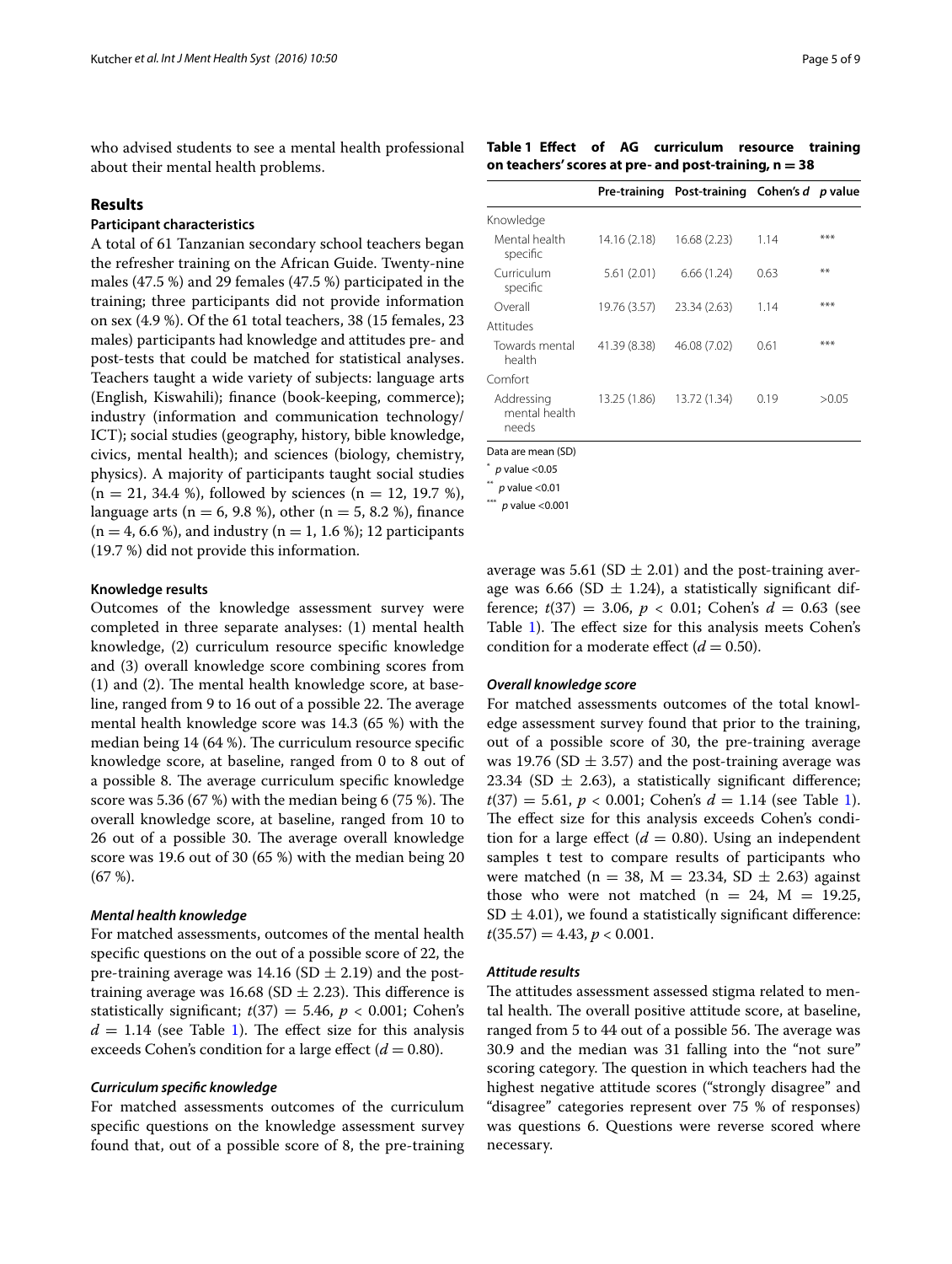who advised students to see a mental health professional about their mental health problems.

## Results

### Participant characteristics

A total of 61 Tanzanian secondary school teachers began the refresher training on the African Guide. Twenty-nine males (47.5 %) and 29 females (47.5 %) participated in the training; three participants did not provide information on sex (4.9 %). Of the 61 total teachers, 38 (15 females, 23 males) participants had knowledge and attitudes pre- and post-tests that could be matched for statistical analyses. Teachers taught a wide variety of subjects: language arts (English, Kiswahili); finance (book-keeping, commerce); industry (information and communication technology/ICT); social studies (geography, history, bible knowledge, civics, mental health); and sciences (biology, chemistry, physics). A majority of participants taught social studies (n = 21, 34.4 %), followed by sciences (n = 12, 19.7 %), language arts (n = 6, 9.8 %), other (n = 5, 8.2 %), finance (n = 4, 6.6 %), and industry (n = 1, 1.6 %); 12 participants (19.7 %) did not provide this information.

### Knowledge results

Outcomes of the knowledge assessment survey were completed in three separate analyses: (1) mental health knowledge, (2) curriculum resource specific knowledge and (3) overall knowledge score combining scores from (1) and (2). The mental health knowledge score, at baseline, ranged from 9 to 16 out of a possible 22. The average mental health knowledge score was 14.3 (65 %) with the median being 14 (64 %). The curriculum resource specific knowledge score, at baseline, ranged from 0 to 8 out of a possible 8. The average curriculum specific knowledge score was 5.36 (67 %) with the median being 6 (75 %). The overall knowledge score, at baseline, ranged from 10 to 26 out of a possible 30. The average overall knowledge score was 19.6 out of 30 (65 %) with the median being 20 (67 %).

#### *Mental health knowledge*

For matched assessments, outcomes of the mental health specific questions on the out of a possible score of 22, the pre-training average was 14.16 (SD ± 2.19) and the post-training average was 16.68 (SD ± 2.23). This difference is statistically significant; $t(37) = 5.46$, $p < 0.001$; Cohen's $d = 1.14$ (see Table 1). The effect size for this analysis exceeds Cohen's condition for a large effect ($d = 0.80$).

#### *Curriculum specific knowledge*

For matched assessments outcomes of the curriculum specific questions on the knowledge assessment survey found that, out of a possible score of 8, the pre-training average was 5.61 (SD ± 2.01) and the post-training average was 6.66 (SD ± 1.24), a statistically significant difference; $t(37) = 3.06$, $p < 0.01$; Cohen's $d = 0.63$ (see Table 1). The effect size for this analysis meets Cohen's condition for a moderate effect ($d = 0.50$).

**Table 1 Effect of AG curriculum resource training on teachers' scores at pre- and post-training, n = 38**

| | Pre-training | Post-training | Cohen's *d* | *p* value |
|---|---|---|---|---|
| Knowledge | | | | |
| Mental health specific | 14.16 (2.18) | 16.68 (2.23) | 1.14 | *** |
| Curriculum specific | 5.61 (2.01) | 6.66 (1.24) | 0.63 | ** |
| Overall | 19.76 (3.57) | 23.34 (2.63) | 1.14 | *** |
| Attitudes | | | | |
| Towards mental health | 41.39 (8.38) | 46.08 (7.02) | 0.61 | *** |
| Comfort | | | | |
| Addressing mental health needs | 13.25 (1.86) | 13.72 (1.34) | 0.19 | >0.05 |

Data are mean (SD)

\* $p$ value <0.05

\*\* $p$ value <0.01

\*\*\* $p$ value <0.001

#### *Overall knowledge score*

For matched assessments outcomes of the total knowledge assessment survey found that prior to the training, out of a possible score of 30, the pre-training average was 19.76 (SD ± 3.57) and the post-training average was 23.34 (SD ± 2.63), a statistically significant difference; $t(37) = 5.61$, $p < 0.001$; Cohen's $d = 1.14$ (see Table 1). The effect size for this analysis exceeds Cohen's condition for a large effect ($d = 0.80$). Using an independent samples t test to compare results of participants who were matched (n = 38, M = 23.34, SD ± 2.63) against those who were not matched (n = 24, M = 19.25, SD ± 4.01), we found a statistically significant difference: $t(35.57) = 4.43$, $p < 0.001$.

#### *Attitude results*

The attitudes assessment assessed stigma related to mental health. The overall positive attitude score, at baseline, ranged from 5 to 44 out of a possible 56. The average was 30.9 and the median was 31 falling into the "not sure" scoring category. The question in which teachers had the highest negative attitude scores ("strongly disagree" and "disagree" categories represent over 75 % of responses) was questions 6. Questions were reverse scored where necessary.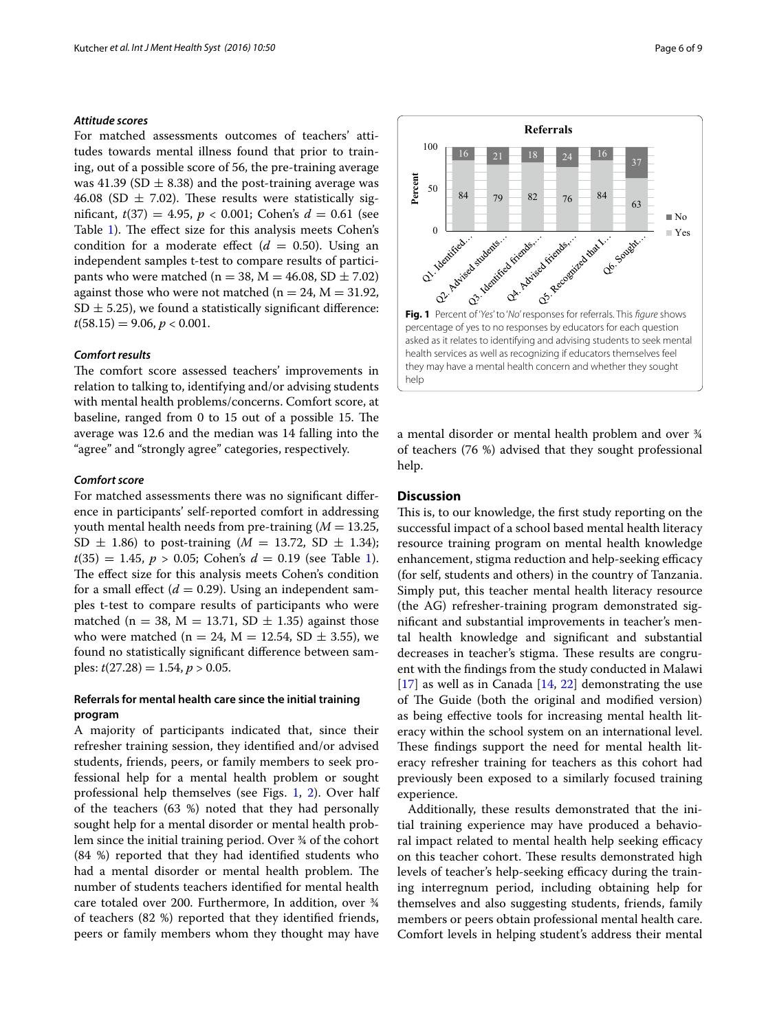### *Attitude scores*

For matched assessments outcomes of teachers' attitudes towards mental illness found that prior to training, out of a possible score of 56, the pre-training average was 41.39 (SD ± 8.38) and the post-training average was 46.08 (SD ± 7.02). These results were statistically significant, $t(37) = 4.95$, $p < 0.001$; Cohen's $d = 0.61$ (see Table 1). The effect size for this analysis meets Cohen's condition for a moderate effect ($d = 0.50$). Using an independent samples t-test to compare results of participants who were matched (n = 38, M = 46.08, SD ± 7.02) against those who were not matched (n = 24, M = 31.92, SD ± 5.25), we found a statistically significant difference: $t(58.15) = 9.06$, $p < 0.001$.

### *Comfort results*

The comfort score assessed teachers' improvements in relation to talking to, identifying and/or advising students with mental health problems/concerns. Comfort score, at baseline, ranged from 0 to 15 out of a possible 15. The average was 12.6 and the median was 14 falling into the "agree" and "strongly agree" categories, respectively.

### *Comfort score*

For matched assessments there was no significant difference in participants' self-reported comfort in addressing youth mental health needs from pre-training ($M = 13.25$, SD ± 1.86) to post-training ($M = 13.72$, SD ± 1.34); $t(35) = 1.45$, $p > 0.05$; Cohen's $d = 0.19$ (see Table 1). The effect size for this analysis meets Cohen's condition for a small effect ($d = 0.29$). Using an independent samples t-test to compare results of participants who were matched (n = 38, M = 13.71, SD ± 1.35) against those who were matched (n = 24, M = 12.54, SD ± 3.55), we found no statistically significant difference between samples: $t(27.28) = 1.54$, $p > 0.05$.

### Referrals for mental health care since the initial training program

A majority of participants indicated that, since their refresher training session, they identified and/or advised students, friends, peers, or family members to seek professional help for a mental health problem or sought professional help themselves (see Figs. 1, 2). Over half of the teachers (63 %) noted that they had personally sought help for a mental disorder or mental health problem since the initial training period. Over ¾ of the cohort (84 %) reported that they had identified students who had a mental disorder or mental health problem. The number of students teachers identified for mental health care totaled over 200. Furthermore, In addition, over ¾ of teachers (82 %) reported that they identified friends, peers or family members whom they thought may have a mental disorder or mental health problem and over ¾ of teachers (76 %) advised that they sought professional help.

**Referrals**

| | Q1. Identified… | Q2. Advised students… | Q3. Identified friends,… | Q4. Advised friends,… | Q5. Recognized that I… | Q6. Sought… |
|---|---|---|---|---|---|---|
| No | 16 | 21 | 18 | 24 | 16 | 37 |
| Yes | 84 | 79 | 82 | 76 | 84 | 63 |

**Fig. 1** Percent of '*Yes*' to '*No*' responses for referrals. This *figure* shows percentage of yes to no responses by educators for each question asked as it relates to identifying and advising students to seek mental health services as well as recognizing if educators themselves feel they may have a mental health concern and whether they sought help

## Discussion

This is, to our knowledge, the first study reporting on the successful impact of a school based mental health literacy resource training program on mental health knowledge enhancement, stigma reduction and help-seeking efficacy (for self, students and others) in the country of Tanzania. Simply put, this teacher mental health literacy resource (the AG) refresher-training program demonstrated significant and substantial improvements in teacher's mental health knowledge and significant and substantial decreases in teacher's stigma. These results are congruent with the findings from the study conducted in Malawi [17] as well as in Canada [14, 22] demonstrating the use of The Guide (both the original and modified version) as being effective tools for increasing mental health literacy within the school system on an international level. These findings support the need for mental health literacy refresher training for teachers as this cohort had previously been exposed to a similarly focused training experience.

Additionally, these results demonstrated that the initial training experience may have produced a behavioral impact related to mental health help seeking efficacy on this teacher cohort. These results demonstrated high levels of teacher's help-seeking efficacy during the training interregnum period, including obtaining help for themselves and also suggesting students, friends, family members or peers obtain professional mental health care. Comfort levels in helping student's address their mental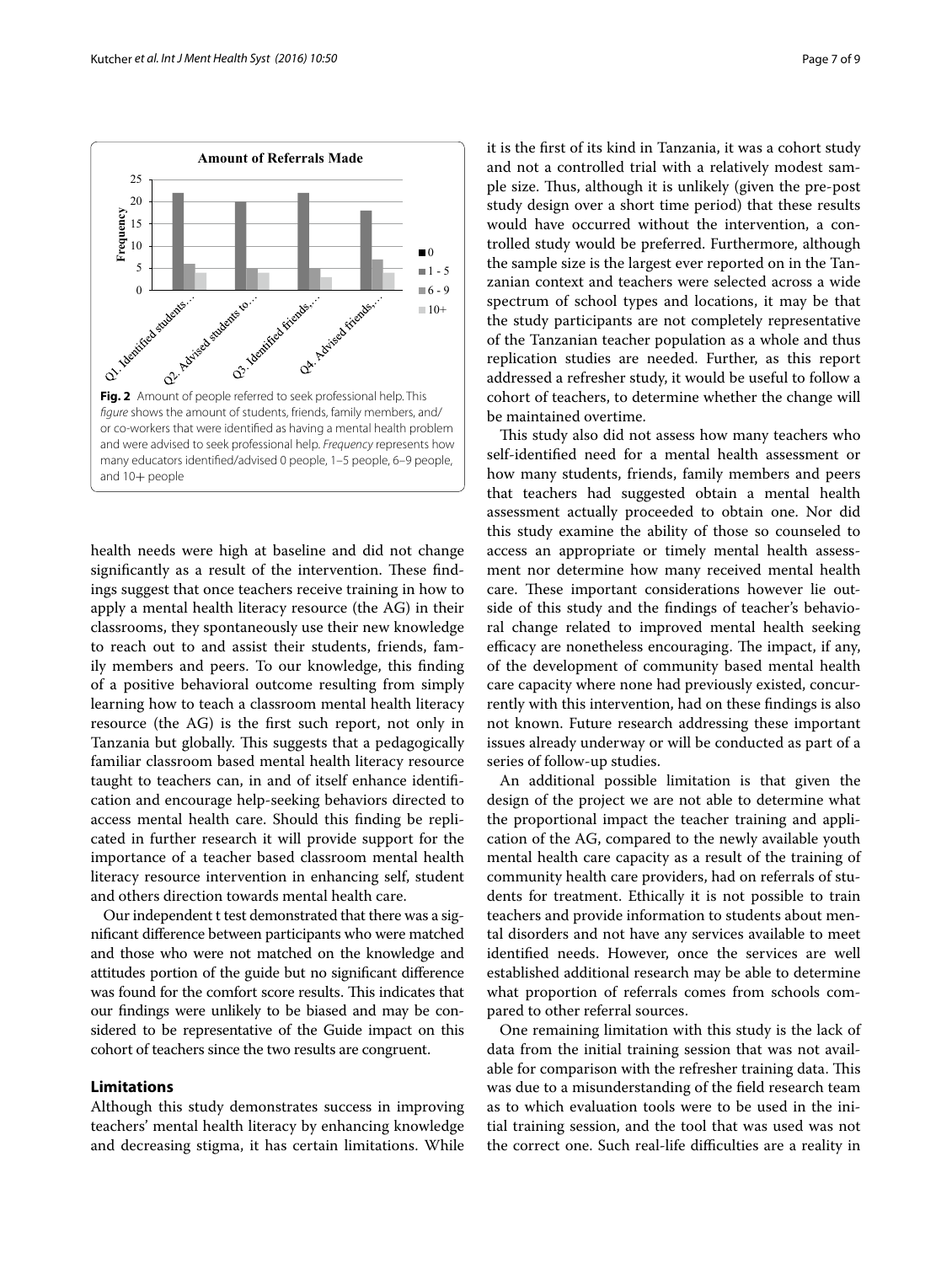**Fig. 2** Amount of people referred to seek professional help. This *figure* shows the amount of students, friends, family members, and/or co-workers that were identified as having a mental health problem and were advised to seek professional help. *Frequency* represents how many educators identified/advised 0 people, 1–5 people, 6–9 people, and 10+ people

health needs were high at baseline and did not change significantly as a result of the intervention. These findings suggest that once teachers receive training in how to apply a mental health literacy resource (the AG) in their classrooms, they spontaneously use their new knowledge to reach out to and assist their students, friends, family members and peers. To our knowledge, this finding of a positive behavioral outcome resulting from simply learning how to teach a classroom mental health literacy resource (the AG) is the first such report, not only in Tanzania but globally. This suggests that a pedagogically familiar classroom based mental health literacy resource taught to teachers can, in and of itself enhance identification and encourage help-seeking behaviors directed to access mental health care. Should this finding be replicated in further research it will provide support for the importance of a teacher based classroom mental health literacy resource intervention in enhancing self, student and others direction towards mental health care.

Our independent t test demonstrated that there was a significant difference between participants who were matched and those who were not matched on the knowledge and attitudes portion of the guide but no significant difference was found for the comfort score results. This indicates that our findings were unlikely to be biased and may be considered to be representative of the Guide impact on this cohort of teachers since the two results are congruent.

## Limitations

Although this study demonstrates success in improving teachers' mental health literacy by enhancing knowledge and decreasing stigma, it has certain limitations. While it is the first of its kind in Tanzania, it was a cohort study and not a controlled trial with a relatively modest sample size. Thus, although it is unlikely (given the pre-post study design over a short time period) that these results would have occurred without the intervention, a controlled study would be preferred. Furthermore, although the sample size is the largest ever reported on in the Tanzanian context and teachers were selected across a wide spectrum of school types and locations, it may be that the study participants are not completely representative of the Tanzanian teacher population as a whole and thus replication studies are needed. Further, as this report addressed a refresher study, it would be useful to follow a cohort of teachers, to determine whether the change will be maintained overtime.

This study also did not assess how many teachers who self-identified need for a mental health assessment or how many students, friends, family members and peers that teachers had suggested obtain a mental health assessment actually proceeded to obtain one. Nor did this study examine the ability of those so counseled to access an appropriate or timely mental health assessment nor determine how many received mental health care. These important considerations however lie outside of this study and the findings of teacher's behavioral change related to improved mental health seeking efficacy are nonetheless encouraging. The impact, if any, of the development of community based mental health care capacity where none had previously existed, concurrently with this intervention, had on these findings is also not known. Future research addressing these important issues already underway or will be conducted as part of a series of follow-up studies.

An additional possible limitation is that given the design of the project we are not able to determine what the proportional impact the teacher training and application of the AG, compared to the newly available youth mental health care capacity as a result of the training of community health care providers, had on referrals of students for treatment. Ethically it is not possible to train teachers and provide information to students about mental disorders and not have any services available to meet identified needs. However, once the services are well established additional research may be able to determine what proportion of referrals comes from schools compared to other referral sources.

One remaining limitation with this study is the lack of data from the initial training session that was not available for comparison with the refresher training data. This was due to a misunderstanding of the field research team as to which evaluation tools were to be used in the initial training session, and the tool that was used was not the correct one. Such real-life difficulties are a reality in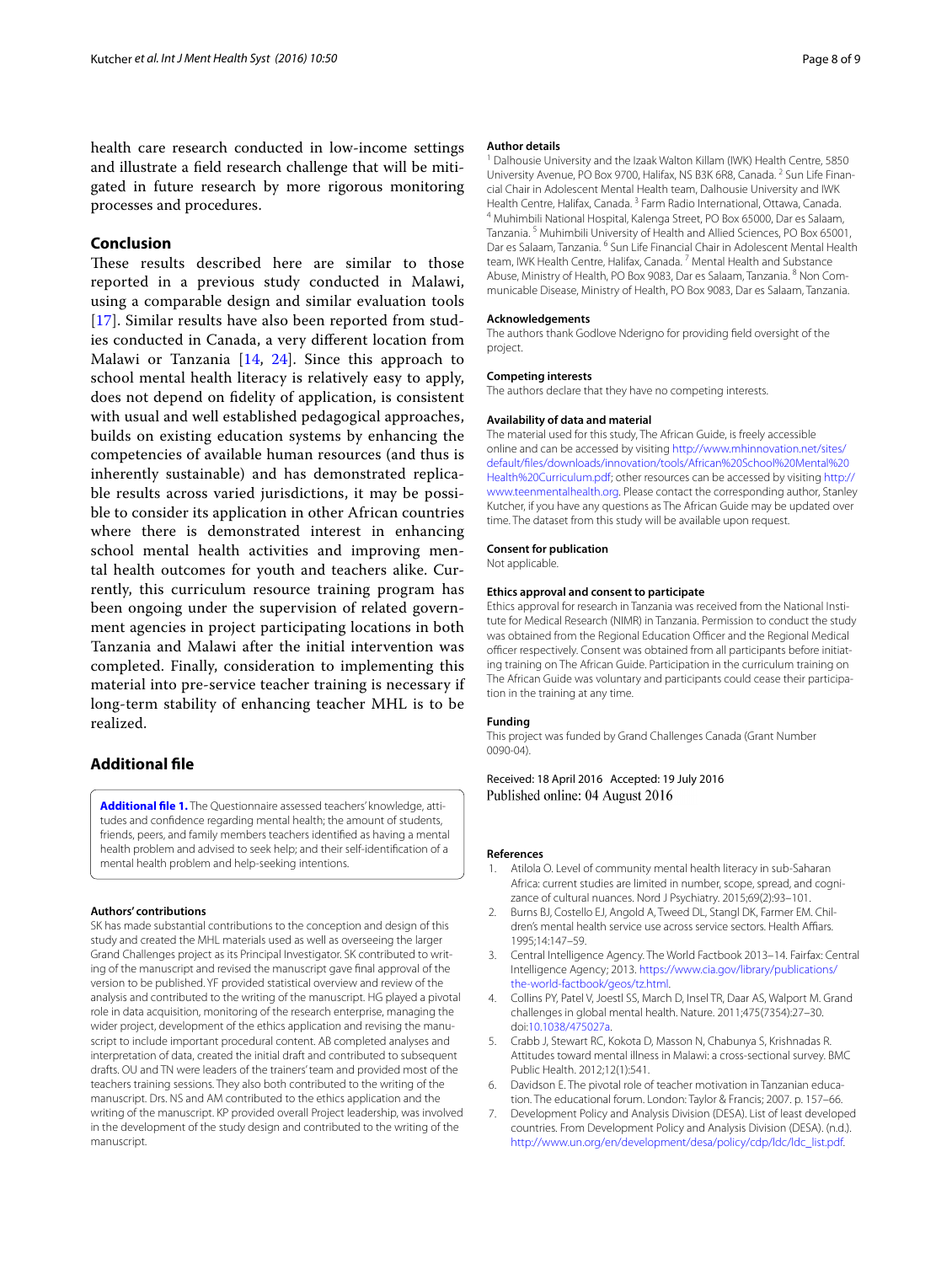health care research conducted in low-income settings and illustrate a field research challenge that will be mitigated in future research by more rigorous monitoring processes and procedures.

## Conclusion

These results described here are similar to those reported in a previous study conducted in Malawi, using a comparable design and similar evaluation tools [17]. Similar results have also been reported from studies conducted in Canada, a very different location from Malawi or Tanzania [14, 24]. Since this approach to school mental health literacy is relatively easy to apply, does not depend on fidelity of application, is consistent with usual and well established pedagogical approaches, builds on existing education systems by enhancing the competencies of available human resources (and thus is inherently sustainable) and has demonstrated replicable results across varied jurisdictions, it may be possible to consider its application in other African countries where there is demonstrated interest in enhancing school mental health activities and improving mental health outcomes for youth and teachers alike. Currently, this curriculum resource training program has been ongoing under the supervision of related government agencies in project participating locations in both Tanzania and Malawi after the initial intervention was completed. Finally, consideration to implementing this material into pre-service teacher training is necessary if long-term stability of enhancing teacher MHL is to be realized.

## Additional file

**Additional file 1.** The Questionnaire assessed teachers' knowledge, attitudes and confidence regarding mental health; the amount of students, friends, peers, and family members teachers identified as having a mental health problem and advised to seek help; and their self-identification of a mental health problem and help-seeking intentions.

#### Authors' contributions

SK has made substantial contributions to the conception and design of this study and created the MHL materials used as well as overseeing the larger Grand Challenges project as its Principal Investigator. SK contributed to writing of the manuscript and revised the manuscript gave final approval of the version to be published. YF provided statistical overview and review of the analysis and contributed to the writing of the manuscript. HG played a pivotal role in data acquisition, monitoring of the research enterprise, managing the wider project, development of the ethics application and revising the manuscript to include important procedural content. AB completed analyses and interpretation of data, created the initial draft and contributed to subsequent drafts. OU and TN were leaders of the trainers' team and provided most of the teachers training sessions. They also both contributed to the writing of the manuscript. Drs. NS and AM contributed to the ethics application and the writing of the manuscript. KP provided overall Project leadership, was involved in the development of the study design and contributed to the writing of the manuscript.

#### Author details

[1] Dalhousie University and the Izaak Walton Killam (IWK) Health Centre, 5850 University Avenue, PO Box 9700, Halifax, NS B3K 6R8, Canada. [2] Sun Life Financial Chair in Adolescent Mental Health team, Dalhousie University and IWK Health Centre, Halifax, Canada. [3] Farm Radio International, Ottawa, Canada. [4] Muhimbili National Hospital, Kalenga Street, PO Box 65000, Dar es Salaam, Tanzania. [5] Muhimbili University of Health and Allied Sciences, PO Box 65001, Dar es Salaam, Tanzania. [6] Sun Life Financial Chair in Adolescent Mental Health team, IWK Health Centre, Halifax, Canada. [7] Mental Health and Substance Abuse, Ministry of Health, PO Box 9083, Dar es Salaam, Tanzania. [8] Non Communicable Disease, Ministry of Health, PO Box 9083, Dar es Salaam, Tanzania.

#### Acknowledgements

The authors thank Godlove Nderigno for providing field oversight of the project.

#### Competing interests

The authors declare that they have no competing interests.

#### Availability of data and material

The material used for this study, The African Guide, is freely accessible online and can be accessed by visiting http://www.mhinnovation.net/sites/default/files/downloads/innovation/tools/African%20School%20Mental%20Health%20Curriculum.pdf; other resources can be accessed by visiting http://www.teenmentalhealth.org. Please contact the corresponding author, Stanley Kutcher, if you have any questions as The African Guide may be updated over time. The dataset from this study will be available upon request.

#### Consent for publication

Not applicable.

#### Ethics approval and consent to participate

Ethics approval for research in Tanzania was received from the National Institute for Medical Research (NIMR) in Tanzania. Permission to conduct the study was obtained from the Regional Education Officer and the Regional Medical officer respectively. Consent was obtained from all participants before initiating training on The African Guide. Participation in the curriculum training on The African Guide was voluntary and participants could cease their participation in the training at any time.

#### Funding

This project was funded by Grand Challenges Canada (Grant Number 0090-04).

Received: 18 April 2016 Accepted: 19 July 2016
Published online: 04 August 2016

#### References

1. Atilola O. Level of community mental health literacy in sub-Saharan Africa: current studies are limited in number, scope, spread, and cognizance of cultural nuances. Nord J Psychiatry. 2015;69(2):93–101.
2. Burns BJ, Costello EJ, Angold A, Tweed DL, Stangl DK, Farmer EM. Children's mental health service use across service sectors. Health Affairs. 1995;14:147–59.
3. Central Intelligence Agency. The World Factbook 2013–14. Fairfax: Central Intelligence Agency; 2013. https://www.cia.gov/library/publications/the-world-factbook/geos/tz.html.
4. Collins PY, Patel V, Joestl SS, March D, Insel TR, Daar AS, Walport M. Grand challenges in global mental health. Nature. 2011;475(7354):27–30. doi:10.1038/475027a.
5. Crabb J, Stewart RC, Kokota D, Masson N, Chabunya S, Krishnadas R. Attitudes toward mental illness in Malawi: a cross-sectional survey. BMC Public Health. 2012;12(1):541.
6. Davidson E. The pivotal role of teacher motivation in Tanzanian education. The educational forum. London: Taylor & Francis; 2007. p. 157–66.
7. Development Policy and Analysis Division (DESA). List of least developed countries. From Development Policy and Analysis Division (DESA). (n.d.). http://www.un.org/en/development/desa/policy/cdp/ldc/ldc_list.pdf.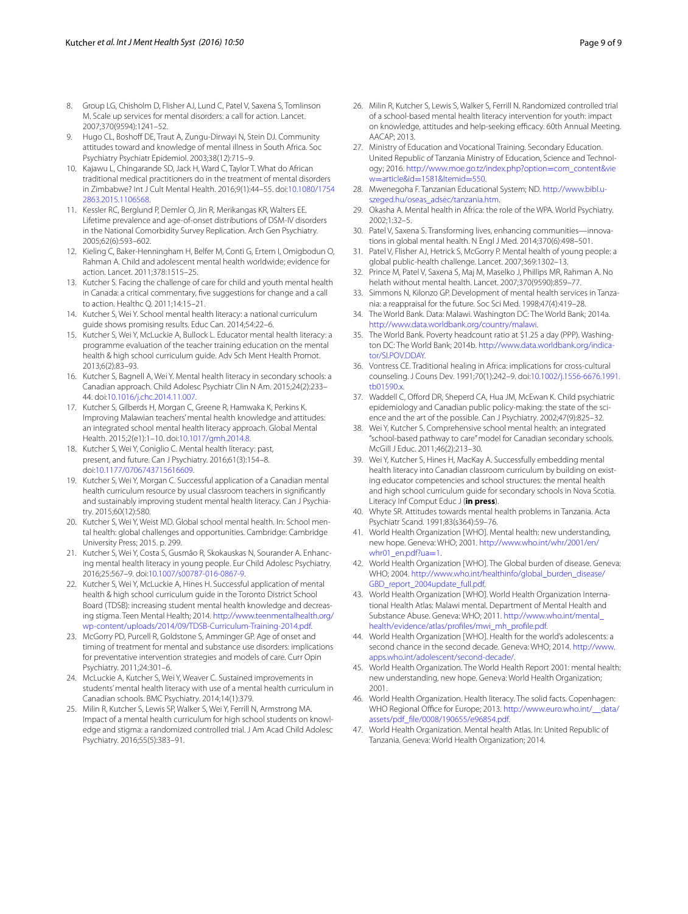8. Group LG, Chisholm D, Flisher AJ, Lund C, Patel V, Saxena S, Tomlinson M. Scale up services for mental disorders: a call for action. Lancet. 2007;370(9594):1241–52.
9. Hugo CL, Boshoff DE, Traut A, Zungu-Dirwayi N, Stein DJ. Community attitudes toward and knowledge of mental illness in South Africa. Soc Psychiatry Psychiatr Epidemiol. 2003;38(12):715–9.
10. Kajawu L, Chingarande SD, Jack H, Ward C, Taylor T. What do African traditional medical practitioners do in the treatment of mental disorders in Zimbabwe? Int J Cult Mental Health. 2016;9(1):44–55. doi:10.1080/17542863.2015.1106568.
11. Kessler RC, Berglund P, Demler O, Jin R, Merikangas KR, Walters EE. Lifetime prevalence and age-of-onset distributions of DSM-IV disorders in the National Comorbidity Survey Replication. Arch Gen Psychiatry. 2005;62(6):593–602.
12. Kieling C, Baker-Henningham H, Belfer M, Conti G, Ertem I, Omigbodun O, Rahman A. Child and adolescent mental health worldwide; evidence for action. Lancet. 2011;378:1515–25.
13. Kutcher S. Facing the challenge of care for child and youth mental health in Canada: a critical commentary, five suggestions for change and a call to action. Healthc Q. 2011;14:15–21.
14. Kutcher S, Wei Y. School mental health literacy: a national curriculum guide shows promising results. Educ Can. 2014;54:22–6.
15. Kutcher S, Wei Y, McLuckie A, Bullock L. Educator mental health literacy: a programme evaluation of the teacher training education on the mental health & high school curriculum guide. Adv Sch Ment Health Promot. 2013;6(2):83–93.
16. Kutcher S, Bagnell A, Wei Y. Mental health literacy in secondary schools: a Canadian approach. Child Adolesc Psychiatr Clin N Am. 2015;24(2):233–44. doi:10.1016/j.chc.2014.11.007.
17. Kutcher S, Gilberds H, Morgan C, Greene R, Hamwaka K, Perkins K. Improving Malawian teachers' mental health knowledge and attitudes: an integrated school mental health literacy approach. Global Mental Health. 2015;2(e1):1–10. doi:10.1017/gmh.2014.8.
18. Kutcher S, Wei Y, Coniglio C. Mental health literacy: past, present, and future. Can J Psychiatry. 2016;61(3):154–8. doi:10.1177/0706743715616609.
19. Kutcher S, Wei Y, Morgan C. Successful application of a Canadian mental health curriculum resource by usual classroom teachers in significantly and sustainably improving student mental health literacy. Can J Psychiatry. 2015;60(12):580.
20. Kutcher S, Wei Y, Weist MD. Global school mental health. In: School mental health: global challenges and opportunities. Cambridge: Cambridge University Press; 2015. p. 299.
21. Kutcher S, Wei Y, Costa S, Gusmão R, Skokauskas N, Sourander A. Enhancing mental health literacy in young people. Eur Child Adolesc Psychiatry. 2016;25:567–9. doi:10.1007/s00787-016-0867-9.
22. Kutcher S, Wei Y, McLuckie A, Hines H. Successful application of mental health & high school curriculum guide in the Toronto District School Board (TDSB): increasing student mental health knowledge and decreasing stigma. Teen Mental Health; 2014. http://www.teenmentalhealth.org/wp-content/uploads/2014/09/TDSB-Curriculum-Training-2014.pdf.
23. McGorry PD, Purcell R, Goldstone S, Amminger GP. Age of onset and timing of treatment for mental and substance use disorders: implications for preventative intervention strategies and models of care. Curr Opin Psychiatry. 2011;24:301–6.
24. McLuckie A, Kutcher S, Wei Y, Weaver C. Sustained improvements in students' mental health literacy with use of a mental health curriculum in Canadian schools. BMC Psychiatry. 2014;14(1):379.
25. Milin R, Kutcher S, Lewis SP, Walker S, Wei Y, Ferrill N, Armstrong MA. Impact of a mental health curriculum for high school students on knowledge and stigma: a randomized controlled trial. J Am Acad Child Adolesc Psychiatry. 2016;55(5):383–91.
26. Milin R, Kutcher S, Lewis S, Walker S, Ferrill N. Randomized controlled trial of a school-based mental health literacy intervention for youth: impact on knowledge, attitudes and help-seeking efficacy. 60th Annual Meeting. AACAP; 2013.
27. Ministry of Education and Vocational Training. Secondary Education. United Republic of Tanzania Ministry of Education, Science and Technology; 2016. http://www.moe.go.tz/index.php?option=com_content&view=article&id=1581&Itemid=550.
28. Mwenegoha F. Tanzanian Educational System; ND. http://www.bibl.u-szeged.hu/oseas_adsec/tanzania.htm.
29. Okasha A. Mental health in Africa: the role of the WPA. World Psychiatry. 2002;1:32–5.
30. Patel V, Saxena S. Transforming lives, enhancing communities—innovations in global mental health. N Engl J Med. 2014;370(6):498–501.
31. Patel V, Flisher AJ, Hetrick S, McGorry P. Mental health of young people: a global public-health challenge. Lancet. 2007;369:1302–13.
32. Prince M, Patel V, Saxena S, Maj M, Maselko J, Phillips MR, Rahman A. No helath without mental health. Lancet. 2007;370(9590):859–77.
33. Simmons N, Kilonzo GP. Development of mental health services in Tanzania: a reappraisal for the future. Soc Sci Med. 1998;47(4):419–28.
34. The World Bank. Data: Malawi. Washington DC: The World Bank; 2014a. http://www.data.worldbank.org/country/malawi.
35. The World Bank. Poverty headcount ratio at $1.25 a day (PPP). Washington DC: The World Bank; 2014b. http://www.data.worldbank.org/indicator/SI.POV.DDAY.
36. Vontress CE. Traditional healing in Africa: implications for cross-cultural counseling. J Couns Dev. 1991;70(1):242–9. doi:10.1002/j.1556-6676.1991.tb01590.x.
37. Waddell C, Offord DR, Sheperd CA, Hua JM, McEwan K. Child psychiatric epidemiology and Canadian public policy-making: the state of the science and the art of the possible. Can J Psychiatry. 2002;47(9):825–32.
38. Wei Y, Kutcher S. Comprehensive school mental health: an integrated "school-based pathway to care" model for Canadian secondary schools. McGill J Educ. 2011;46(2):213–30.
39. Wei Y, Kutcher S, Hines H, MacKay A. Successfully embedding mental health literacy into Canadian classroom curriculum by building on existing educator competencies and school structures: the mental health and high school curriculum guide for secondary schools in Nova Scotia. Literacy Inf Comput Educ J (**in press**).
40. Whyte SR. Attitudes towards mental health problems in Tanzania. Acta Psychiatr Scand. 1991;83(s364):59–76.
41. World Health Organization [WHO]. Mental health: new understanding, new hope. Geneva: WHO; 2001. http://www.who.int/whr/2001/en/whr01_en.pdf?ua=1.
42. World Health Organization [WHO]. The Global burden of disease. Geneva: WHO; 2004. http://www.who.int/healthinfo/global_burden_disease/GBD_report_2004update_full.pdf.
43. World Health Organization [WHO]. World Health Organization International Health Atlas: Malawi mental. Department of Mental Health and Substance Abuse. Geneva: WHO; 2011. http://www.who.int/mental_health/evidence/atlas/profiles/mwi_mh_profile.pdf.
44. World Health Organization [WHO]. Health for the world's adolescents: a second chance in the second decade. Geneva: WHO; 2014. http://www.apps.who.int/adolescent/second-decade/.
45. World Health Organization. The World Health Report 2001: mental health: new understanding, new hope. Geneva: World Health Organization; 2001.
46. World Health Organization. Health literacy. The solid facts. Copenhagen: WHO Regional Office for Europe; 2013. http://www.euro.who.int/__data/assets/pdf_file/0008/190655/e96854.pdf.
47. World Health Organization. Mental health Atlas. In: United Republic of Tanzania. Geneva: World Health Organization; 2014.